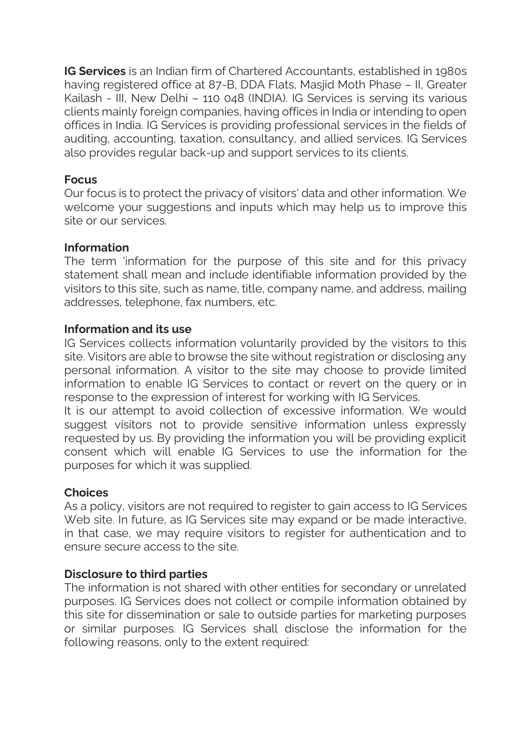**IG Services** is an Indian firm of Chartered Accountants, established in 1980s having registered office at 87-B, DDA Flats, Masjid Moth Phase – II, Greater Kailash - III, New Delhi – 110 048 (INDIA). IG Services is serving its various clients mainly foreign companies, having offices in India or intending to open offices in India. IG Services is providing professional services in the fields of auditing, accounting, taxation, consultancy, and allied services. IG Services also provides regular back-up and support services to its clients.

**Focus**

Our focus is to protect the privacy of visitors' data and other information. We welcome your suggestions and inputs which may help us to improve this site or our services.

**Information**

The term 'information for the purpose of this site and for this privacy statement shall mean and include identifiable information provided by the visitors to this site, such as name, title, company name, and address, mailing addresses, telephone, fax numbers, etc.

**Information and its use**

IG Services collects information voluntarily provided by the visitors to this site. Visitors are able to browse the site without registration or disclosing any personal information. A visitor to the site may choose to provide limited information to enable IG Services to contact or revert on the query or in response to the expression of interest for working with IG Services.

It is our attempt to avoid collection of excessive information. We would suggest visitors not to provide sensitive information unless expressly requested by us. By providing the information you will be providing explicit consent which will enable IG Services to use the information for the purposes for which it was supplied.

**Choices**

As a policy, visitors are not required to register to gain access to IG Services Web site. In future, as IG Services site may expand or be made interactive, in that case, we may require visitors to register for authentication and to ensure secure access to the site.

**Disclosure to third parties**

The information is not shared with other entities for secondary or unrelated purposes. IG Services does not collect or compile information obtained by this site for dissemination or sale to outside parties for marketing purposes or similar purposes. IG Services shall disclose the information for the following reasons, only to the extent required: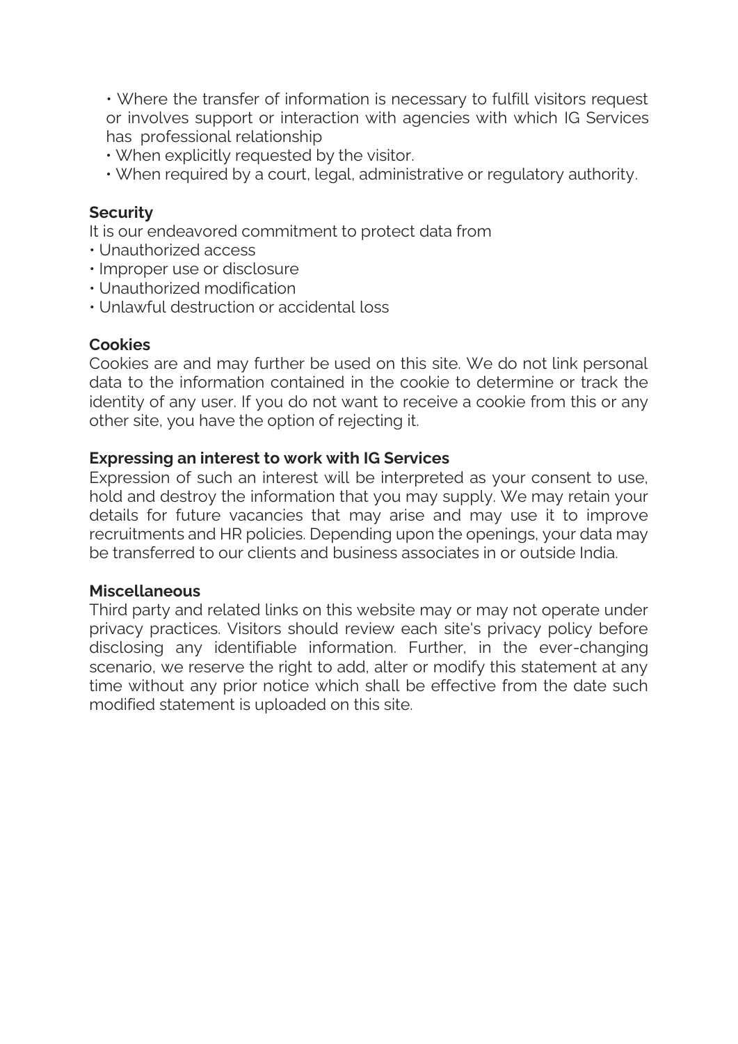- Where the transfer of information is necessary to fulfill visitors request or involves support or interaction with agencies with which IG Services has professional relationship
- When explicitly requested by the visitor.
- When required by a court, legal, administrative or regulatory authority.

**Security**

It is our endeavored commitment to protect data from

- Unauthorized access
- Improper use or disclosure
- Unauthorized modification
- Unlawful destruction or accidental loss

**Cookies**

Cookies are and may further be used on this site. We do not link personal data to the information contained in the cookie to determine or track the identity of any user. If you do not want to receive a cookie from this or any other site, you have the option of rejecting it.

**Expressing an interest to work with IG Services**

Expression of such an interest will be interpreted as your consent to use, hold and destroy the information that you may supply. We may retain your details for future vacancies that may arise and may use it to improve recruitments and HR policies. Depending upon the openings, your data may be transferred to our clients and business associates in or outside India.

**Miscellaneous**

Third party and related links on this website may or may not operate under privacy practices. Visitors should review each site's privacy policy before disclosing any identifiable information. Further, in the ever-changing scenario, we reserve the right to add, alter or modify this statement at any time without any prior notice which shall be effective from the date such modified statement is uploaded on this site.